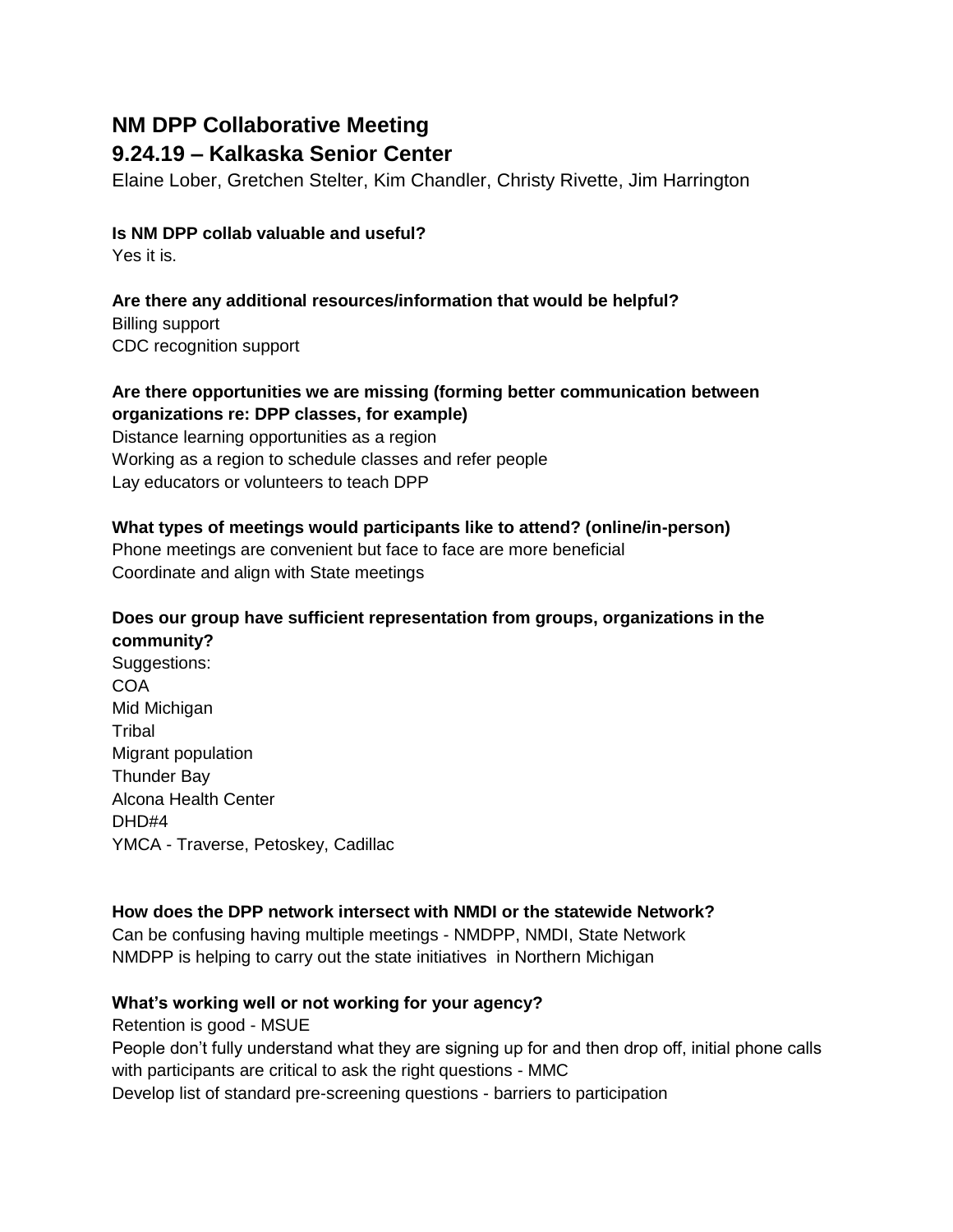# NM DPP Collaborative Meeting

## 9.24.19 – Kalkaska Senior Center

Elaine Lober, Gretchen Stelter, Kim Chandler, Christy Rivette, Jim Harrington

**Is NM DPP collab valuable and useful?**

Yes it is.

**Are there any additional resources/information that would be helpful?**

Billing support
CDC recognition support

**Are there opportunities we are missing (forming better communication between organizations re: DPP classes, for example)**

Distance learning opportunities as a region
Working as a region to schedule classes and refer people
Lay educators or volunteers to teach DPP

**What types of meetings would participants like to attend? (online/in-person)**

Phone meetings are convenient but face to face are more beneficial
Coordinate and align with State meetings

**Does our group have sufficient representation from groups, organizations in the community?**

Suggestions:
COA
Mid Michigan
Tribal
Migrant population
Thunder Bay
Alcona Health Center
DHD#4
YMCA - Traverse, Petoskey, Cadillac

**How does the DPP network intersect with NMDI or the statewide Network?**

Can be confusing having multiple meetings - NMDPP, NMDI, State Network
NMDPP is helping to carry out the state initiatives in Northern Michigan

**What's working well or not working for your agency?**

Retention is good - MSUE
People don't fully understand what they are signing up for and then drop off, initial phone calls with participants are critical to ask the right questions - MMC
Develop list of standard pre-screening questions - barriers to participation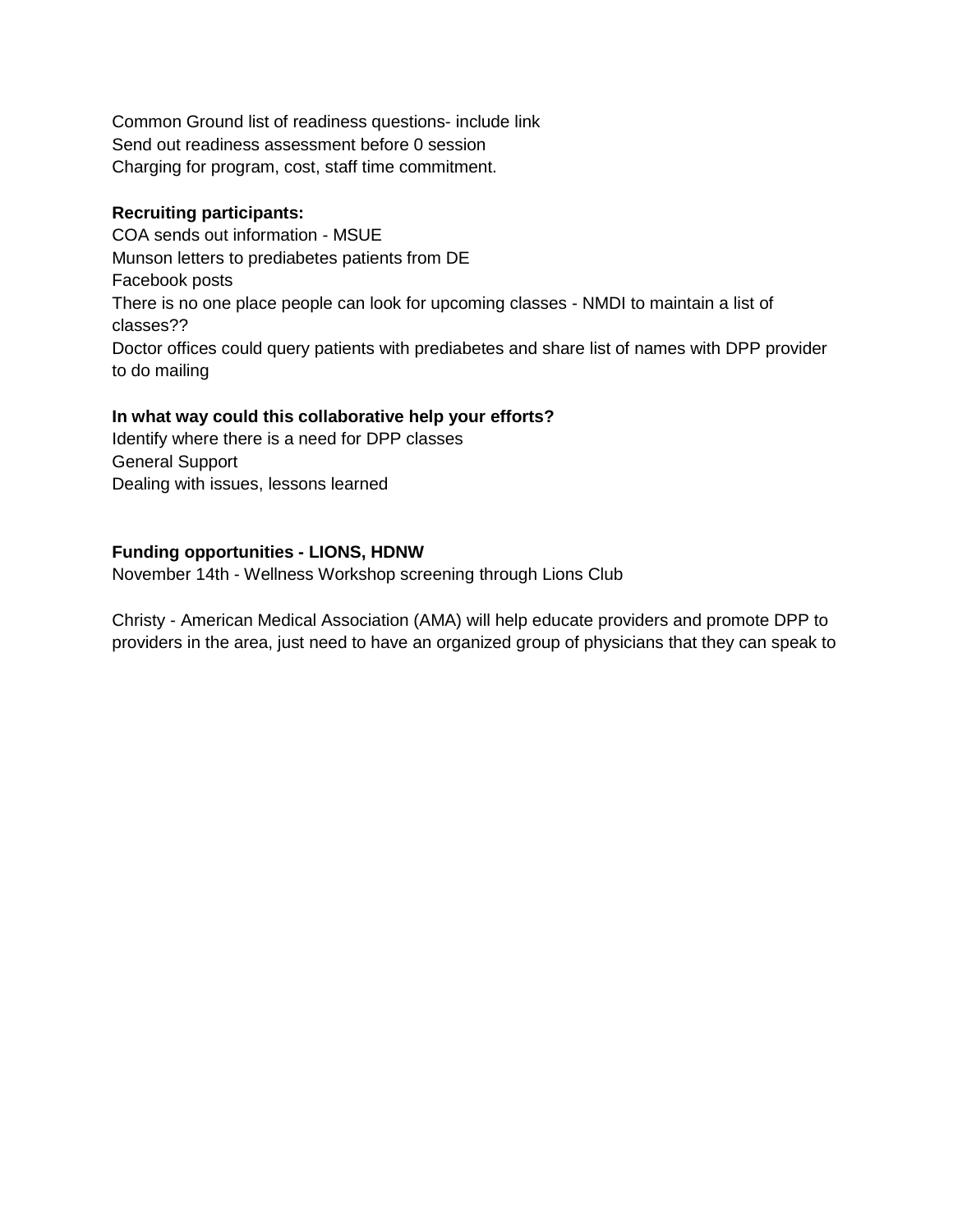Common Ground list of readiness questions- include link
Send out readiness assessment before 0 session
Charging for program, cost, staff time commitment.

**Recruiting participants:**
COA sends out information - MSUE
Munson letters to prediabetes patients from DE
Facebook posts
There is no one place people can look for upcoming classes - NMDI to maintain a list of classes??
Doctor offices could query patients with prediabetes and share list of names with DPP provider to do mailing

**In what way could this collaborative help your efforts?**
Identify where there is a need for DPP classes
General Support
Dealing with issues, lessons learned

**Funding opportunities - LIONS, HDNW**
November 14th - Wellness Workshop screening through Lions Club

Christy - American Medical Association (AMA) will help educate providers and promote DPP to providers in the area, just need to have an organized group of physicians that they can speak to